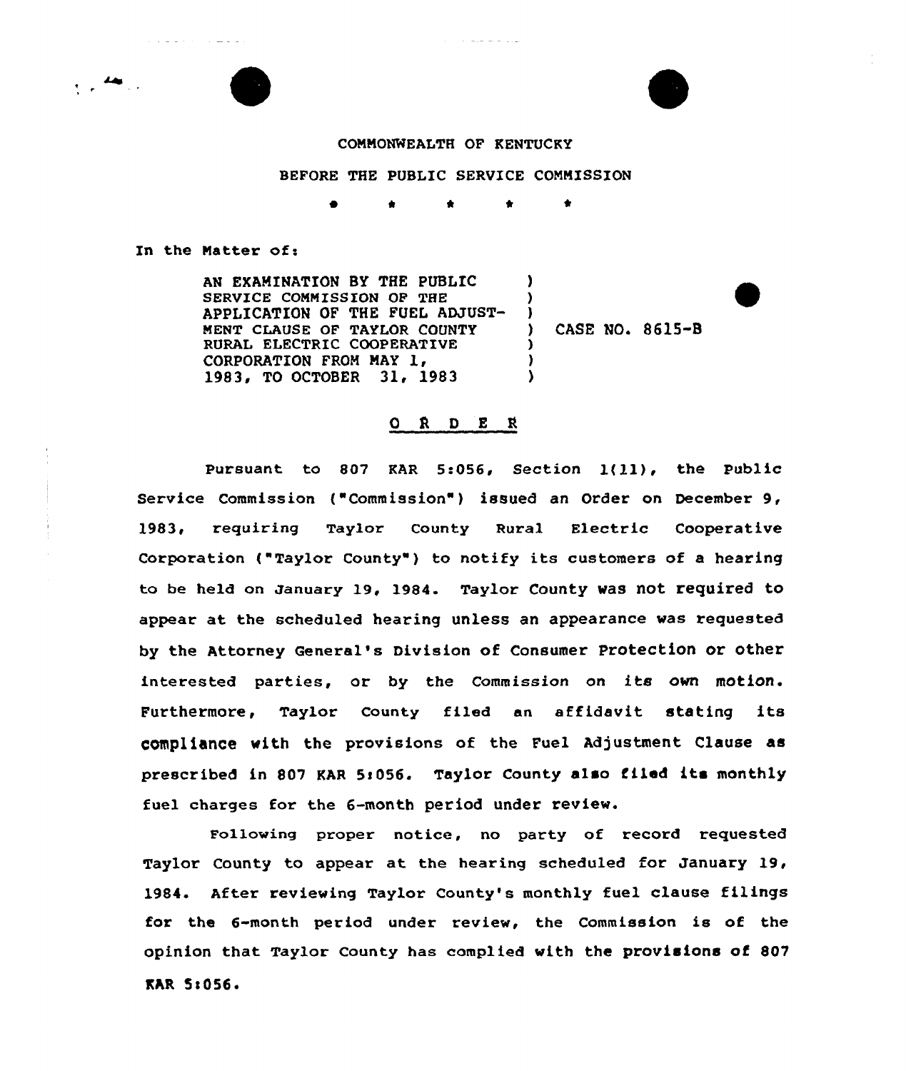COMMONWEALTH OF KENTUCKY

BEFORE THE PUBLIC SERVICE COMMISSION

\* \* \* \* \*

In the Matter of:

| | | |
|---|---|---|
| AN EXAMINATION BY THE PUBLIC SERVICE COMMISSION OF THE APPLICATION OF THE FUEL ADJUSTMENT CLAUSE OF TAYLOR COUNTY RURAL ELECTRIC COOPERATIVE CORPORATION FROM MAY 1, 1983, TO OCTOBER 31, 1983 | ) | CASE NO. 8615-B |

## O R D E R

Pursuant to 807 KAR 5:056, Section 1(11), the Public Service Commission ("Commission") issued an Order on December 9, 1983, requiring Taylor County Rural Electric Cooperative Corporation ("Taylor County") to notify its customers of a hearing to be held on January 19, 1984. Taylor County was not required to appear at the scheduled hearing unless an appearance was requested by the Attorney General's Division of Consumer Protection or other interested parties, or by the Commission on its own motion. Furthermore, Taylor County filed an affidavit stating its compliance with the provisions of the Fuel Adjustment Clause as prescribed in 807 KAR 5:056. Taylor County also filed its monthly fuel charges for the 6-month period under review.

Following proper notice, no party of record requested Taylor County to appear at the hearing scheduled for January 19, 1984. After reviewing Taylor County's monthly fuel clause filings for the 6-month period under review, the Commission is of the opinion that Taylor County has complied with the provisions of 807 KAR 5:056.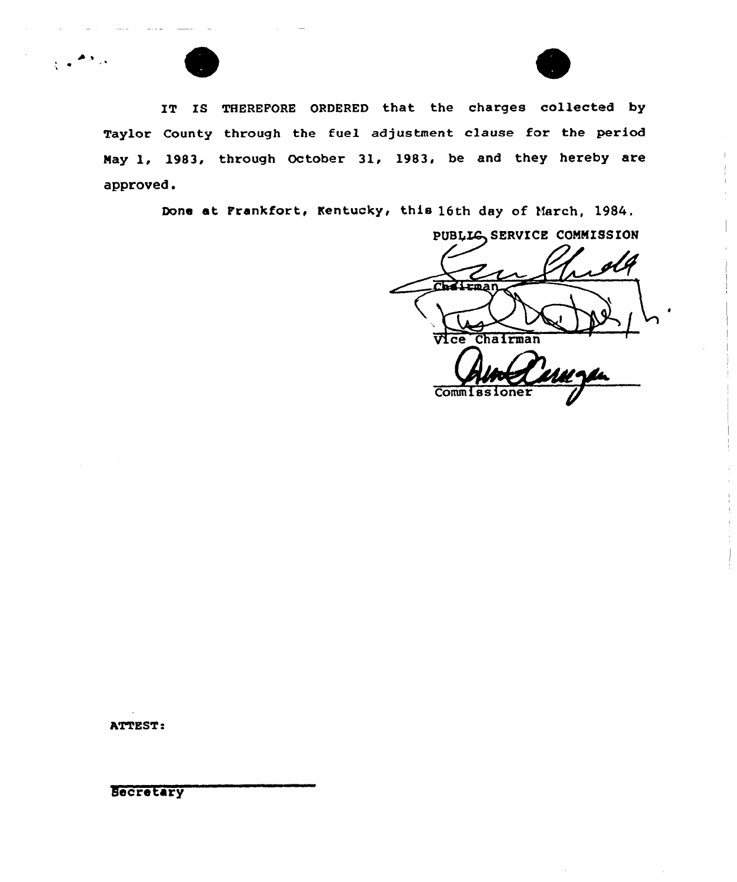IT IS THEREFORE ORDERED that the charges collected by Taylor County through the fuel adjustment clause for the period May 1, 1983, through October 31, 1983, be and they hereby are approved.

Done at Frankfort, Kentucky, this 16th day of March, 1984.

PUBLIC SERVICE COMMISSION

Chairman

Vice Chairman

Commissioner

ATTEST:

Secretary